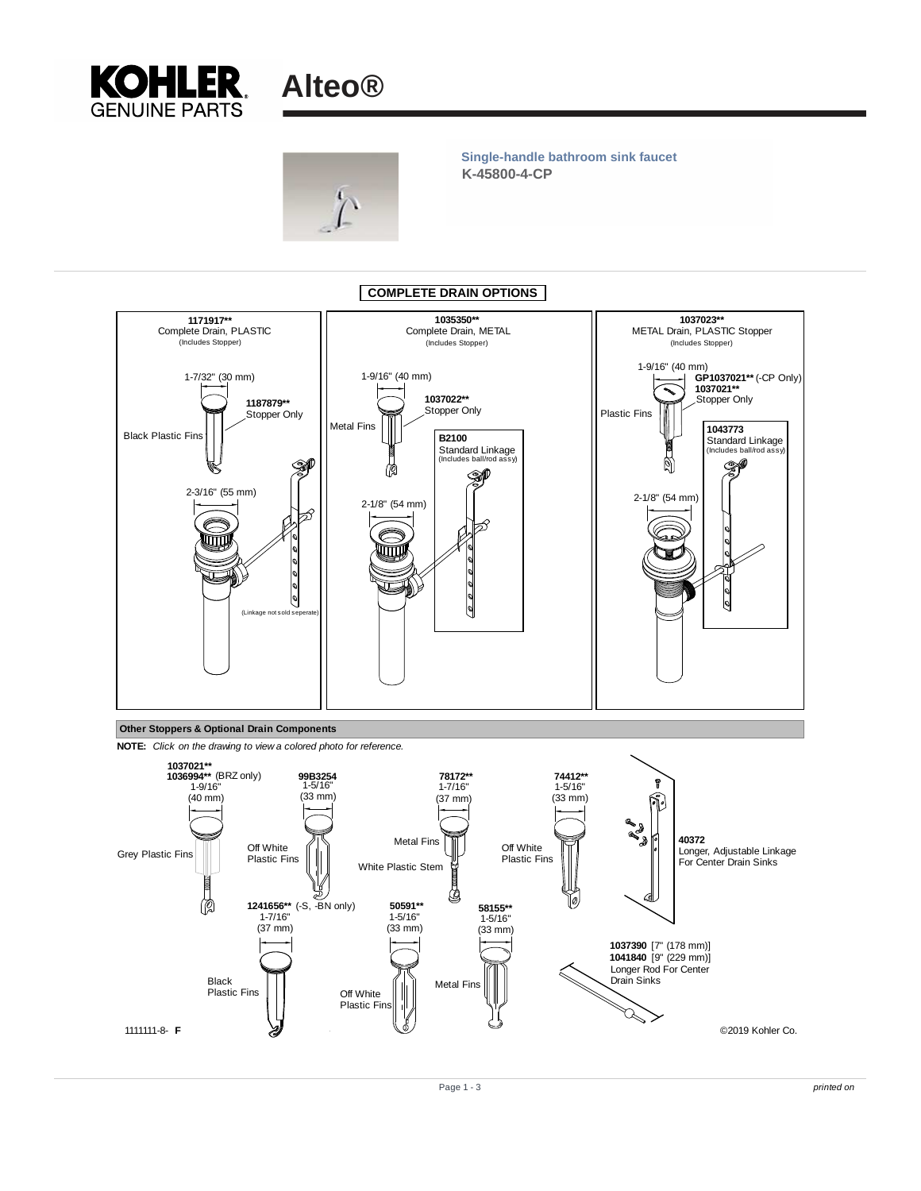# KOHLER GENUINE PARTS Alteo®

**Single-handle bathroom sink faucet**
**K-45800-4-CP**

## COMPLETE DRAIN OPTIONS

**1171917****
Complete Drain, PLASTIC
(Includes Stopper)

1-7/32" (30 mm)
**1187879****
Stopper Only
Black Plastic Fins
2-3/16" (55 mm)
(Linkage not sold seperate)

**1035350****
Complete Drain, METAL
(Includes Stopper)

1-9/16" (40 mm)
**1037022****
Stopper Only
Metal Fins
**B2100**
Standard Linkage
(Includes ball/rod assy)
2-1/8" (54 mm)

**1037023****
METAL Drain, PLASTIC Stopper
(Includes Stopper)

1-9/16" (40 mm)
**GP1037021**** (-CP Only)
**1037021****
Stopper Only
Plastic Fins
**1043773**
Standard Linkage
(Includes ball/rod assy)
2-1/8" (54 mm)

### Other Stoppers & Optional Drain Components

**NOTE:** *Click on the drawing to view a colored photo for reference.*

**1037021****
**1036994**** (BRZ only)
1-9/16"
(40 mm)
Grey Plastic Fins

**99B3254**
1-5/16"
(33 mm)
Off White Plastic Fins

**78172****
1-7/16"
(37 mm)
Metal Fins
White Plastic Stem

**74412****
1-5/16"
(33 mm)
Off White Plastic Fins

**40372**
Longer, Adjustable Linkage For Center Drain Sinks

**1241656**** (-S, -BN only)
1-7/16"
(37 mm)
Black Plastic Fins

**50591****
1-5/16"
(33 mm)
Off White Plastic Fins

**58155****
1-5/16"
(33 mm)
Metal Fins

**1037390** [7" (178 mm)]
**1041840** [9" (229 mm)]
Longer Rod For Center Drain Sinks

1111111-8- **F**

©2019 Kohler Co.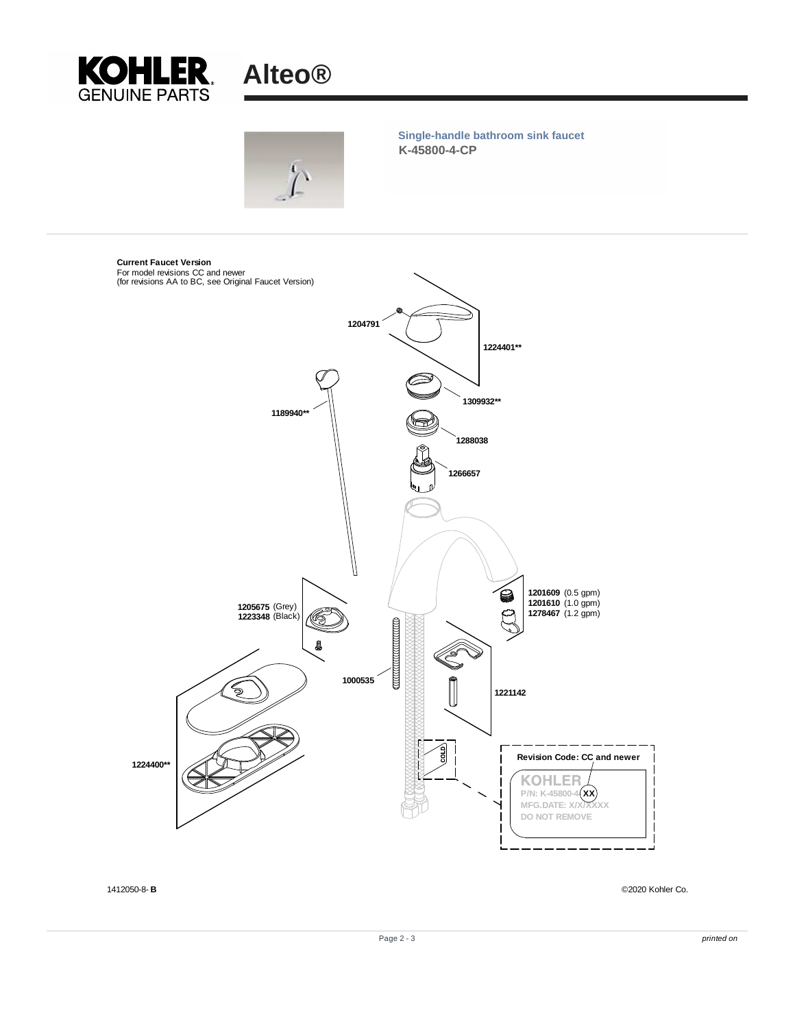# Alteo®

**Single-handle bathroom sink faucet**
**K-45800-4-CP**

**Current Faucet Version**
For model revisions CC and newer
(for revisions AA to BC, see Original Faucet Version)

**1204791**

**1224401****

**1309932****

**1189940****

**1288038**

**1266657**

**1201609** (0.5 gpm)
**1201610** (1.0 gpm)
**1278467** (1.2 gpm)

**1205675** (Grey)
**1223348** (Black)

**1000535**

**1221142**

**1224400****

COLD

**Revision Code: CC and newer**

KOHLER
P/N: K-45800-4-XX
MFG.DATE: X/X/XXXX
DO NOT REMOVE

1412050-8- **B**

©2020 Kohler Co.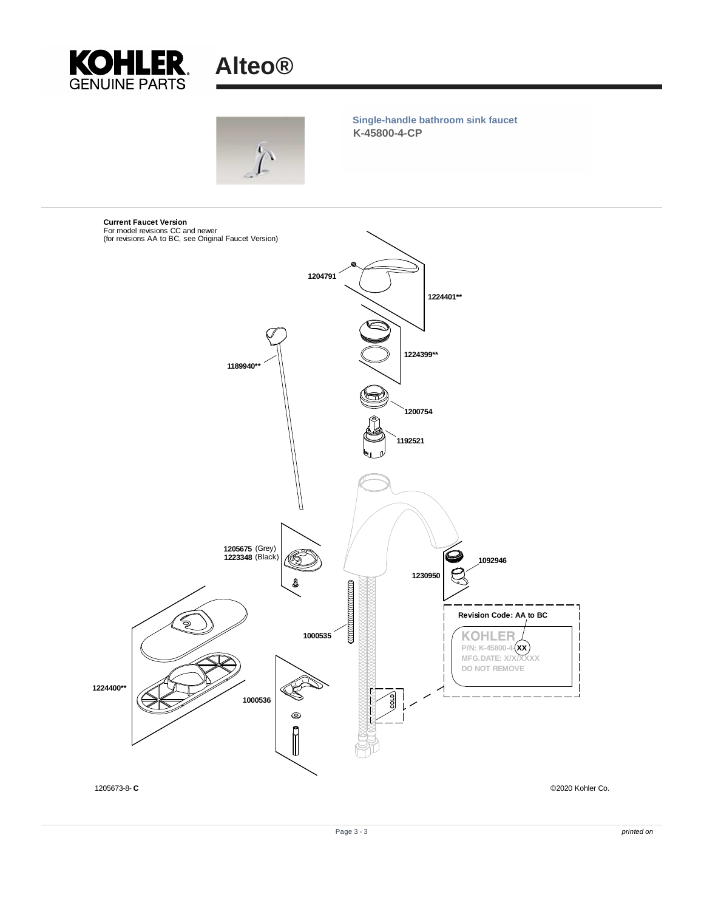# KOHLER GENUINE PARTS Alteo®

**Single-handle bathroom sink faucet**
**K-45800-4-CP**

**Current Faucet Version**
For model revisions CC and newer
(for revisions AA to BC, see Original Faucet Version)

1204791

1224401**

1224399**

1189940**

1200754

1192521

1205675 (Grey)
1223348 (Black)

1092946

1230950

1000535

Revision Code: AA to BC

KOHLER
P/N: K-45800-4-XX
MFG.DATE: X/X/XXXX
DO NOT REMOVE

1224400**

1000536

COLD

1205673-8- **C**

©2020 Kohler Co.

*printed on*